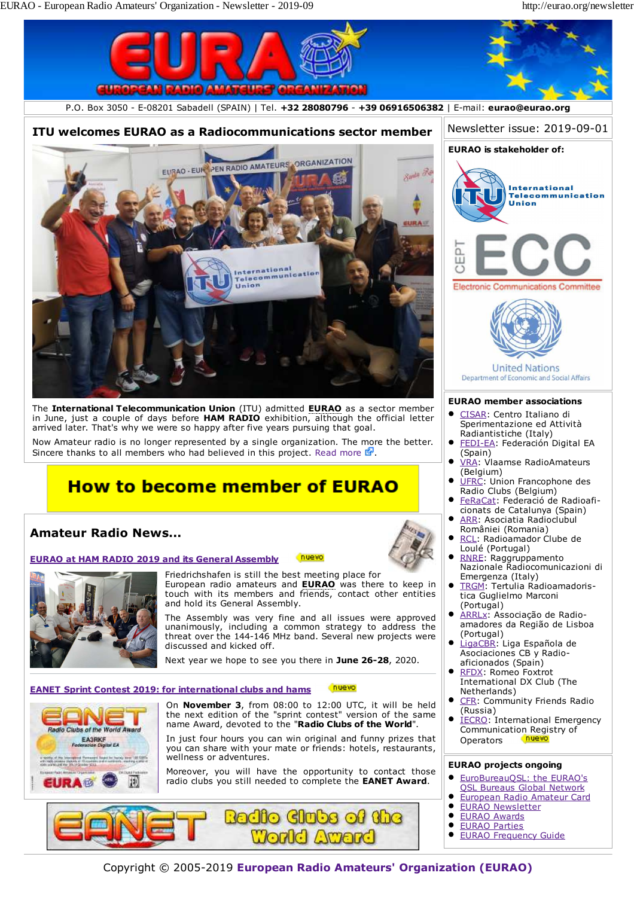# EURAO - European Radio Amateurs' Organization

P.O. Box 3050 - E-08201 Sabadell (SPAIN) | Tel. **+32 28080796** - **+39 06916506382** | E-mail: **eurao@eurao.org**

Newsletter issue: 2019-09-01

## ITU welcomes EURAO as a Radiocommunications sector member

The **International Telecommunication Union** (ITU) admitted **EURAO** as a sector member in June, just a couple of days before **HAM RADIO** exhibition, although the official letter arrived later. That's why we were so happy after five years pursuing that goal.

Now Amateur radio is no longer represented by a single organization. The more the better. Sincere thanks to all members who had believed in this project. Read more.

## How to become member of EURAO

## Amateur Radio News...

### EURAO at HAM RADIO 2019 and its General Assembly (nuevo)

Friedrichshafen is still the best meeting place for European radio amateurs and **EURAO** was there to keep in touch with its members and friends, contact other entities and hold its General Assembly.

The Assembly was very fine and all issues were approved unanimously, including a common strategy to address the threat over the 144-146 MHz band. Several new projects were discussed and kicked off.

Next year we hope to see you there in **June 26-28**, 2020.

### EANET Sprint Contest 2019: for international clubs and hams (nuevo)

On **November 3**, from 08:00 to 12:00 UTC, it will be held the next edition of the "sprint contest" version of the same name Award, devoted to the "**Radio Clubs of the World**".

In just four hours you can win original and funny prizes that you can share with your mate or friends: hotels, restaurants, wellness or adventures.

Moreover, you will have the opportunity to contact those radio clubs you still needed to complete the **EANET Award**.

EANET Radio Clubs of the World Award

### EURAO is stakeholder of:

- International Telecommunication Union
- CEPT ECC Electronic Communications Committee
- United Nations Department of Economic and Social Affairs

### EURAO member associations

- CISAR: Centro Italiano di Sperimentazione ed Attività Radiantistiche (Italy)
- FEDI-EA: Federación Digital EA (Spain)
- VRA: Vlaamse RadioAmateurs (Belgium)
- UFRC: Union Francophone des Radio Clubs (Belgium)
- FeRaCat: Federació de Radioaficionats de Catalunya (Spain)
- ARR: Asociatia Radioclubul României (Romania)
- RCL: Radioamador Clube de Loulé (Portugal)
- RNRE: Raggruppamento Nazionale Radiocomunicazioni di Emergenza (Italy)
- TRGM: Tertulia Radioamadorística Guglielmo Marconi (Portugal)
- ARRLx: Associação de Radioamadores da Região de Lisboa (Portugal)
- LigaCBR: Liga Española de Asociaciones CB y Radioaficionados (Spain)
- RFDX: Romeo Foxtrot International DX Club (The Netherlands)
- CFR: Community Friends Radio (Russia)
- IECRO: International Emergency Communication Registry of Operators (nuevo)

### EURAO projects ongoing

- EuroBureauQSL: the EURAO's QSL Bureaus Global Network
- European Radio Amateur Card
- EURAO Newsletter
- EURAO Awards
- EURAO Parties
- EURAO Frequency Guide

Copyright © 2005-2019 **European Radio Amateurs' Organization (EURAO)**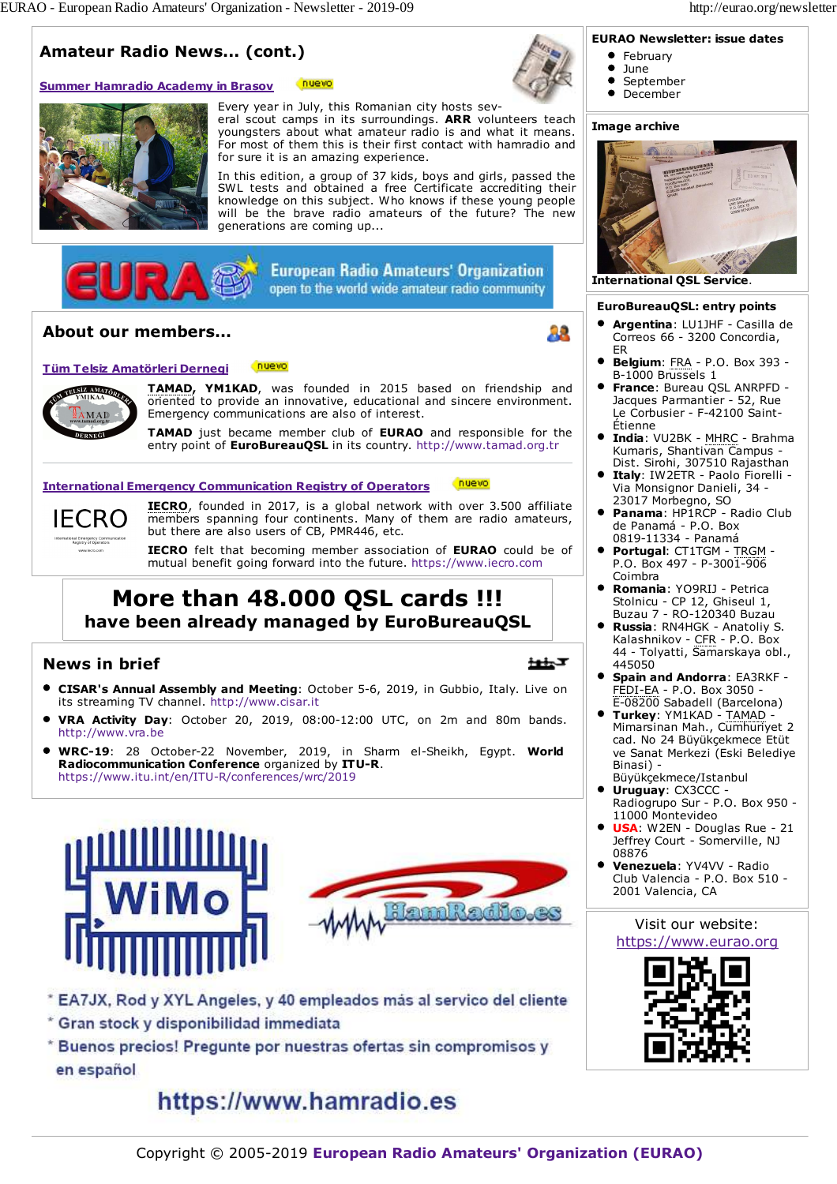## Amateur Radio News... (cont.)

### Summer Hamradio Academy in Brasov

nuevo

Every year in July, this Romanian city hosts several scout camps in its surroundings. **ARR** volunteers teach youngsters about what amateur radio is and what it means. For most of them this is their first contact with hamradio and for sure it is an amazing experience.

In this edition, a group of 37 kids, boys and girls, passed the SWL tests and obtained a free Certificate accrediting their knowledge on this subject. Who knows if these young people will be the brave radio amateurs of the future? The new generations are coming up...

EURA European Radio Amateurs' Organization — open to the world wide amateur radio community

## About our members...

### Tüm Telsiz Amatörleri Dernegi

nuevo

**TAMAD**, **YM1KAD**, was founded in 2015 based on friendship and oriented to provide an innovative, educational and sincere environment. Emergency communications are also of interest.

**TAMAD** just became member club of **EURAO** and responsible for the entry point of **EuroBureauQSL** in its country. http://www.tamad.org.tr

### International Emergency Communication Registry of Operators

nuevo

**IECRO**, founded in 2017, is a global network with over 3.500 affiliate members spanning four continents. Many of them are radio amateurs, but there are also users of CB, PMR446, etc.

**IECRO** felt that becoming member association of **EURAO** could be of mutual benefit going forward into the future. https://www.iecro.com

**More than 48.000 QSL cards !!!**
**have been already managed by EuroBureauQSL**

## News in brief

- **CISAR's Annual Assembly and Meeting**: October 5-6, 2019, in Gubbio, Italy. Live on its streaming TV channel. http://www.cisar.it
- **VRA Activity Day**: October 20, 2019, 08:00-12:00 UTC, on 2m and 80m bands. http://www.vra.be
- **WRC-19**: 28 October-22 November, 2019, in Sharm el-Sheikh, Egypt. **World Radiocommunication Conference** organized by **ITU-R**. https://www.itu.int/en/ITU-R/conferences/wrc/2019

WiMo — HamRadio.es

- EA7JX, Rod y XYL Angeles, y 40 empleados más al servico del cliente
- Gran stock y disponibilidad immediata
- Buenos precios! Pregunte por nuestras ofertas sin compromisos y en español

https://www.hamradio.es

### EURAO Newsletter: issue dates

- February
- June
- September
- December

### Image archive

International QSL Service.

### EuroBureauQSL: entry points

- **Argentina**: LU1JHF - Casilla de Correos 66 - 3200 Concordia, ER
- **Belgium**: FRA - P.O. Box 393 - B-1000 Brussels 1
- **France**: Bureau QSL ANRPFD - Jacques Parmantier - 52, Rue Le Corbusier - F-42100 Saint-Étienne
- **India**: VU2BK - MHRC - Brahma Kumaris, Shantivan Campus - Dist. Sirohi, 307510 Rajasthan
- **Italy**: IW2ETR - Paolo Fiorelli - Via Monsignor Danieli, 34 - 23017 Morbegno, SO
- **Panama**: HP1RCP - Radio Club de Panamá - P.O. Box 0819-11334 - Panamá
- **Portugal**: CT1TGM - TRGM - P.O. Box 497 - P-3001-906 Coimbra
- **Romania**: YO9RIJ - Petrica Stolnicu - CP 12, Ghiseul 1, Buzau 7 - RO-120340 Buzau
- **Russia**: RN4HGK - Anatoliy S. Kalashnikov - CFR - P.O. Box 44 - Tolyatti, Samarskaya obl., 445050
- **Spain and Andorra**: EA3RKF - FEDI-EA - P.O. Box 3050 - E-08200 Sabadell (Barcelona)
- **Turkey**: YM1KAD - TAMAD - Mimarsinan Mah., Cumhuriyet 2 cad. No 24 Büyükçekmece Etüt ve Sanat Merkezi (Eski Belediye Binasi) - Büyükçekmece/Istanbul
- **Uruguay**: CX3CCC - Radiogrupo Sur - P.O. Box 950 - 11000 Montevideo
- **USA**: W2EN - Douglas Rue - 21 Jeffrey Court - Somerville, NJ 08876
- **Venezuela**: YV4VV - Radio Club Valencia - P.O. Box 510 - 2001 Valencia, CA

Visit our website:
https://www.eurao.org

Copyright © 2005-2019 **European Radio Amateurs' Organization (EURAO)**